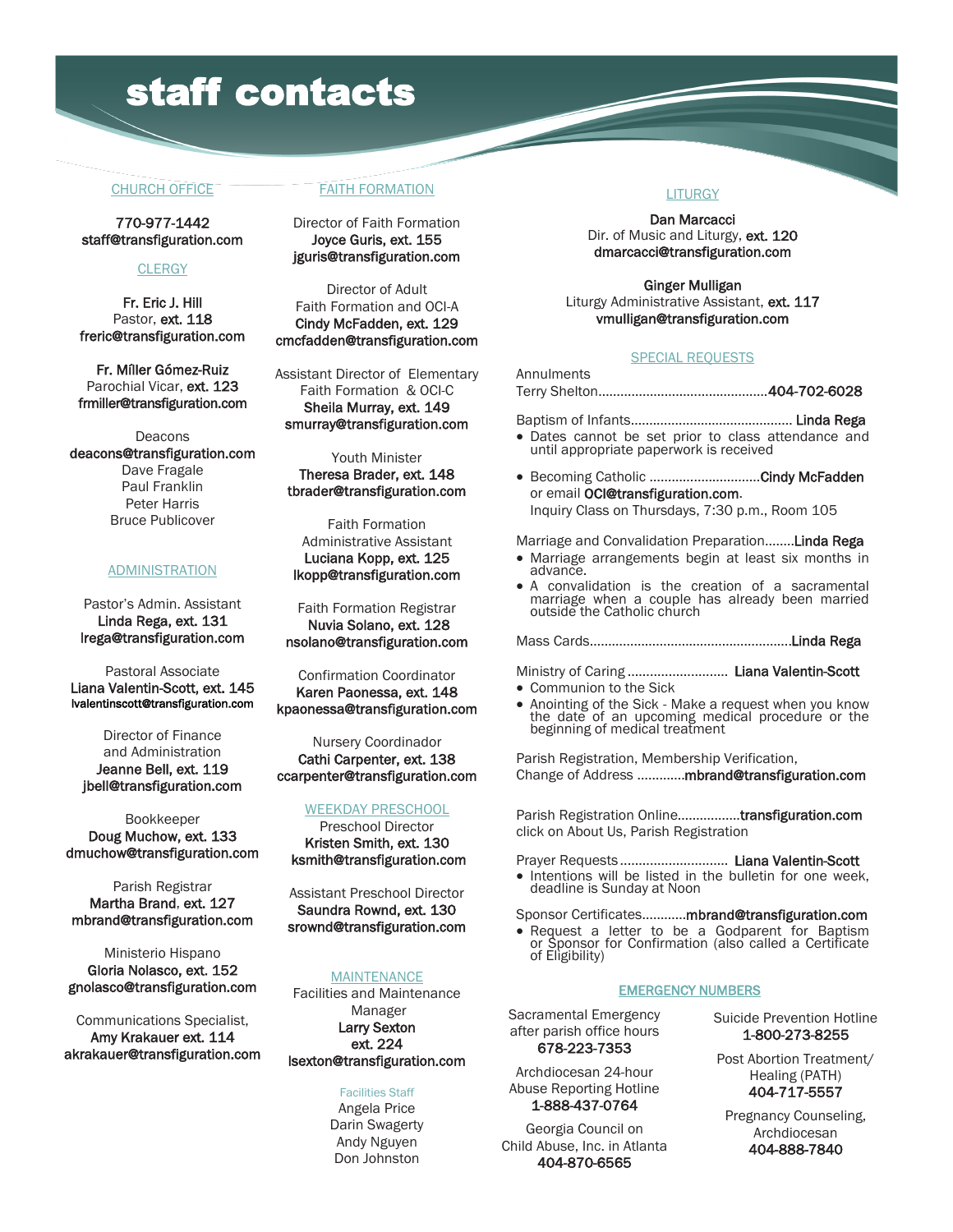# staff contacts

## CHURCH OFFICE

770-977-1442
**staff@transfiguration.com**

## CLERGY

**Fr. Eric J. Hill**
Pastor, **ext. 118**
**freric@transfiguration.com**

**Fr. Míller Gómez-Ruiz**
Parochial Vicar, **ext. 123**
**frmiller@transfiguration.com**

Deacons
**deacons@transfiguration.com**
Dave Fragale
Paul Franklin
Peter Harris
Bruce Publicover

## ADMINISTRATION

Pastor's Admin. Assistant
**Linda Rega, ext. 131**
**lrega@transfiguration.com**

Pastoral Associate
**Liana Valentin-Scott, ext. 145**
**lvalentinscott@transfiguration.com**

Director of Finance and Administration
**Jeanne Bell, ext. 119**
**jbell@transfiguration.com**

Bookkeeper
**Doug Muchow, ext. 133**
**dmuchow@transfiguration.com**

Parish Registrar
**Martha Brand, ext. 127**
**mbrand@transfiguration.com**

Ministerio Hispano
**Gloria Nolasco, ext. 152**
**gnolasco@transfiguration.com**

Communications Specialist,
**Amy Krakauer ext. 114**
**akrakauer@transfiguration.com**

## FAITH FORMATION

Director of Faith Formation
**Joyce Guris, ext. 155**
**jguris@transfiguration.com**

Director of Adult Faith Formation and OCI-A
**Cindy McFadden, ext. 129**
**cmcfadden@transfiguration.com**

Assistant Director of Elementary Faith Formation & OCI-C
**Sheila Murray, ext. 149**
**smurray@transfiguration.com**

Youth Minister
**Theresa Brader, ext. 148**
**tbrader@transfiguration.com**

Faith Formation Administrative Assistant
**Luciana Kopp, ext. 125**
**lkopp@transfiguration.com**

Faith Formation Registrar
**Nuvia Solano, ext. 128**
**nsolano@transfiguration.com**

Confirmation Coordinator
**Karen Paonessa, ext. 148**
**kpaonessa@transfiguration.com**

Nursery Coordinador
**Cathi Carpenter, ext. 138**
**ccarpenter@transfiguration.com**

## WEEKDAY PRESCHOOL

Preschool Director
**Kristen Smith, ext. 130**
**ksmith@transfiguration.com**

Assistant Preschool Director
**Saundra Rownd, ext. 130**
**srownd@transfiguration.com**

## MAINTENANCE

Facilities and Maintenance Manager
**Larry Sexton**
**ext. 224**
**lsexton@transfiguration.com**

### Facilities Staff

Angela Price
Darin Swagerty
Andy Nguyen
Don Johnston

## LITURGY

**Dan Marcacci**
Dir. of Music and Liturgy, **ext. 120**
**dmarcacci@transfiguration.com**

**Ginger Mulligan**
Liturgy Administrative Assistant, **ext. 117**
**vmulligan@transfiguration.com**

## SPECIAL REQUESTS

Annulments
Terry Shelton............................................**404-702-6028**

Baptism of Infants........................................... **Linda Rega**
- Dates cannot be set prior to class attendance and until appropriate paperwork is received

- Becoming Catholic ..............................**Cindy McFadden** or email **OCI@transfiguration.com**. Inquiry Class on Thursdays, 7:30 p.m., Room 105

Marriage and Convalidation Preparation........**Linda Rega**
- Marriage arrangements begin at least six months in advance.
- A convalidation is the creation of a sacramental marriage when a couple has already been married outside the Catholic church

Mass Cards......................................................**Linda Rega**

Ministry of Caring ........................... **Liana Valentin-Scott**
- Communion to the Sick
- Anointing of the Sick - Make a request when you know the date of an upcoming medical procedure or the beginning of medical treatment

Parish Registration, Membership Verification,
Change of Address .............**mbrand@transfiguration.com**

Parish Registration Online.................**transfiguration.com**
click on About Us, Parish Registration

Prayer Requests ............................. **Liana Valentin-Scott**
- Intentions will be listed in the bulletin for one week, deadline is Sunday at Noon

Sponsor Certificates............**mbrand@transfiguration.com**
- Request a letter to be a Godparent for Baptism or Sponsor for Confirmation (also called a Certificate of Eligibility)

## EMERGENCY NUMBERS

Sacramental Emergency after parish office hours
**678-223-7353**

Archdiocesan 24-hour Abuse Reporting Hotline
**1-888-437-0764**

Georgia Council on Child Abuse, Inc. in Atlanta
**404-870-6565**

Suicide Prevention Hotline
**1-800-273-8255**

Post Abortion Treatment/ Healing (PATH)
**404-717-5557**

Pregnancy Counseling, Archdiocesan
**404-888-7840**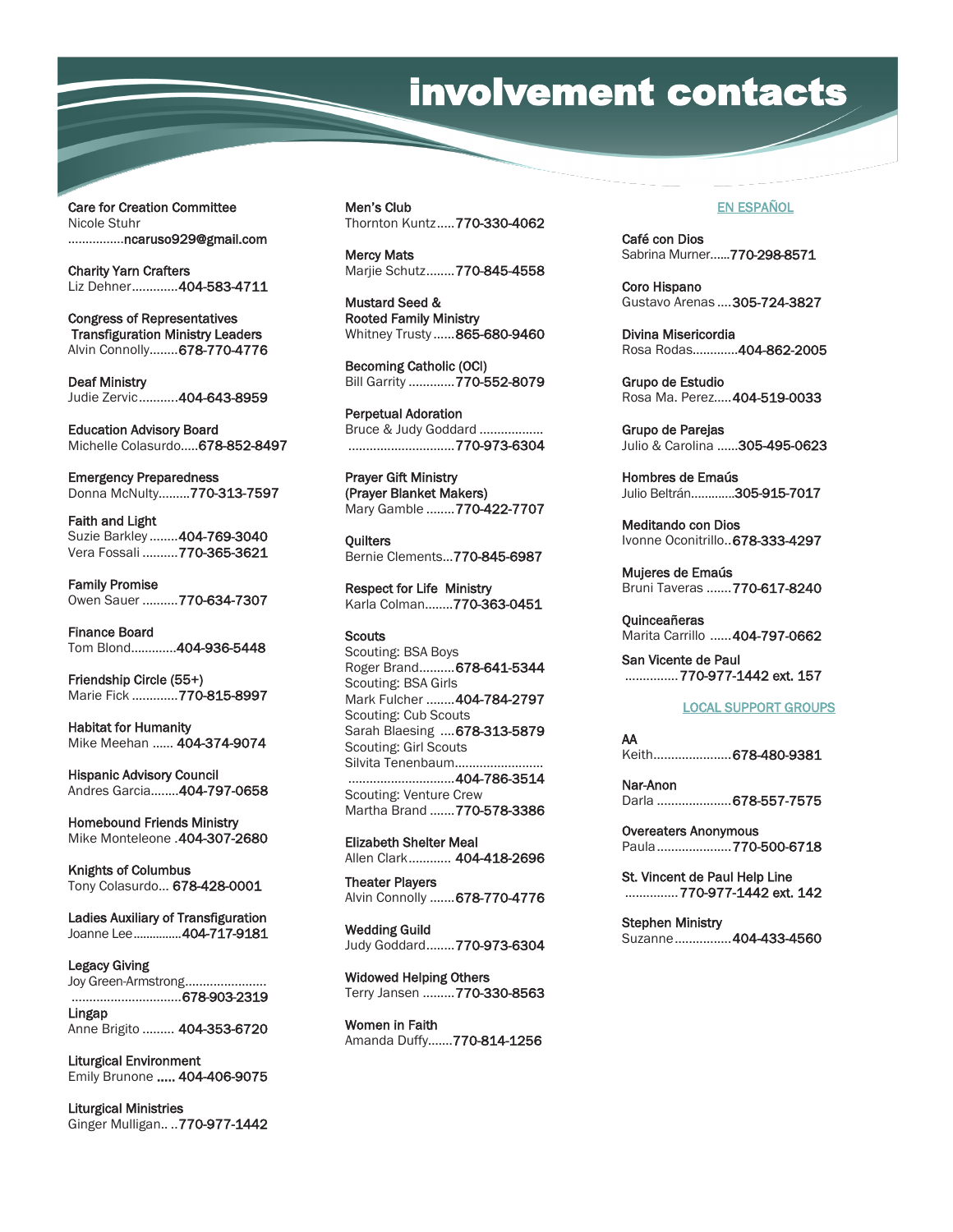# involvement contacts

**Care for Creation Committee**
Nicole Stuhr
................ncaruso929@gmail.com

**Charity Yarn Crafters**
Liz Dehner.............404-583-4711

**Congress of Representatives Transfiguration Ministry Leaders**
Alvin Connolly........678-770-4776

**Deaf Ministry**
Judie Zervic...........404-643-8959

**Education Advisory Board**
Michelle Colasurdo.....678-852-8497

**Emergency Preparedness**
Donna McNulty.........770-313-7597

**Faith and Light**
Suzie Barkley........404-769-3040
Vera Fossali..........770-365-3621

**Family Promise**
Owen Sauer..........770-634-7307

**Finance Board**
Tom Blond............404-936-5448

**Friendship Circle (55+)**
Marie Fick.............770-815-8997

**Habitat for Humanity**
Mike Meehan ...... 404-374-9074

**Hispanic Advisory Council**
Andres Garcia........404-797-0658

**Homebound Friends Ministry**
Mike Monteleone .404-307-2680

**Knights of Columbus**
Tony Colasurdo... 678-428-0001

**Ladies Auxiliary of Transfiguration**
Joanne Lee..............404-717-9181

**Legacy Giving**
Joy Green-Armstrong.......................
...............................678-903-2319

**Lingap**
Anne Brigito ......... 404-353-6720

**Liturgical Environment**
Emily Brunone ..... 404-406-9075

**Liturgical Ministries**
Ginger Mulligan.. ..770-977-1442

**Men's Club**
Thornton Kuntz.....770-330-4062

**Mercy Mats**
Marjie Schutz........770-845-4558

**Mustard Seed & Rooted Family Ministry**
Whitney Trusty......865-680-9460

**Becoming Catholic (OCI)**
Bill Garrity .............770-552-8079

**Perpetual Adoration**
Bruce & Judy Goddard ..................
..............................770-973-6304

**Prayer Gift Ministry (Prayer Blanket Makers)**
Mary Gamble ........770-422-7707

**Quilters**
Bernie Clements...770-845-6987

**Respect for Life Ministry**
Karla Colman........770-363-0451

**Scouts**
Scouting: BSA Boys
Roger Brand..........678-641-5344
Scouting: BSA Girls
Mark Fulcher ........404-784-2797
Scouting: Cub Scouts
Sarah Blaesing ....678-313-5879
Scouting: Girl Scouts
Silvita Tenenbaum.........................
..............................404-786-3514
Scouting: Venture Crew
Martha Brand .......770-578-3386

**Elizabeth Shelter Meal**
Allen Clark............ 404-418-2696

**Theater Players**
Alvin Connolly .......678-770-4776

**Wedding Guild**
Judy Goddard........770-973-6304

**Widowed Helping Others**
Terry Jansen .........770-330-8563

**Women in Faith**
Amanda Duffy.......770-814-1256

## EN ESPAÑOL

**Café con Dios**
Sabrina Murner......770-298-8571

**Coro Hispano**
Gustavo Arenas ....305-724-3827

**Divina Misericordia**
Rosa Rodas.............404-862-2005

**Grupo de Estudio**
Rosa Ma. Perez.....404-519-0033

**Grupo de Parejas**
Julio & Carolina ......305-495-0623

**Hombres de Emaús**
Julio Beltrán............305-915-7017

**Meditando con Dios**
Ivonne Oconitrillo..678-333-4297

**Mujeres de Emaús**
Bruni Taveras .......770-617-8240

**Quinceañeras**
Marita Carrillo ......404-797-0662

**San Vicente de Paul**
..............770-977-1442 ext. 157

## LOCAL SUPPORT GROUPS

**AA**
Keith......................678-480-9381

**Nar-Anon**
Darla .....................678-557-7575

**Overeaters Anonymous**
Paula.....................770-500-6718

**St. Vincent de Paul Help Line**
..............770-977-1442 ext. 142

**Stephen Ministry**
Suzanne................404-433-4560